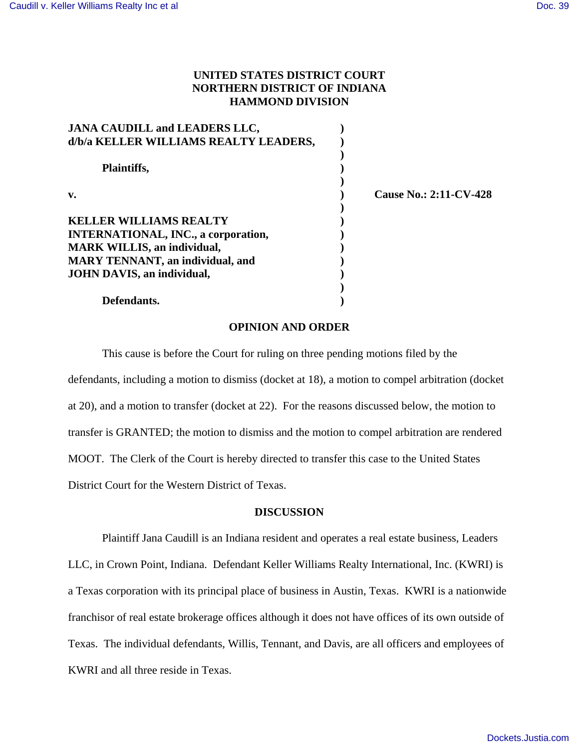**UNITED STATES DISTRICT COURT**
**NORTHERN DISTRICT OF INDIANA**
**HAMMOND DIVISION**

| | | |
|---|---|---|
| **JANA CAUDILL and LEADERS LLC, d/b/a KELLER WILLIAMS REALTY LEADERS,** | ) | |
| **Plaintiffs,** | ) | |
| **v.** | ) | **Cause No.: 2:11-CV-428** |
| **KELLER WILLIAMS REALTY INTERNATIONAL, INC., a corporation, MARK WILLIS, an individual, MARY TENNANT, an individual, and JOHN DAVIS, an individual,** | ) | |
| **Defendants.** | ) | |

## OPINION AND ORDER

This cause is before the Court for ruling on three pending motions filed by the defendants, including a motion to dismiss (docket at 18), a motion to compel arbitration (docket at 20), and a motion to transfer (docket at 22). For the reasons discussed below, the motion to transfer is GRANTED; the motion to dismiss and the motion to compel arbitration are rendered MOOT. The Clerk of the Court is hereby directed to transfer this case to the United States District Court for the Western District of Texas.

## DISCUSSION

Plaintiff Jana Caudill is an Indiana resident and operates a real estate business, Leaders LLC, in Crown Point, Indiana. Defendant Keller Williams Realty International, Inc. (KWRI) is a Texas corporation with its principal place of business in Austin, Texas. KWRI is a nationwide franchisor of real estate brokerage offices although it does not have offices of its own outside of Texas. The individual defendants, Willis, Tennant, and Davis, are all officers and employees of KWRI and all three reside in Texas.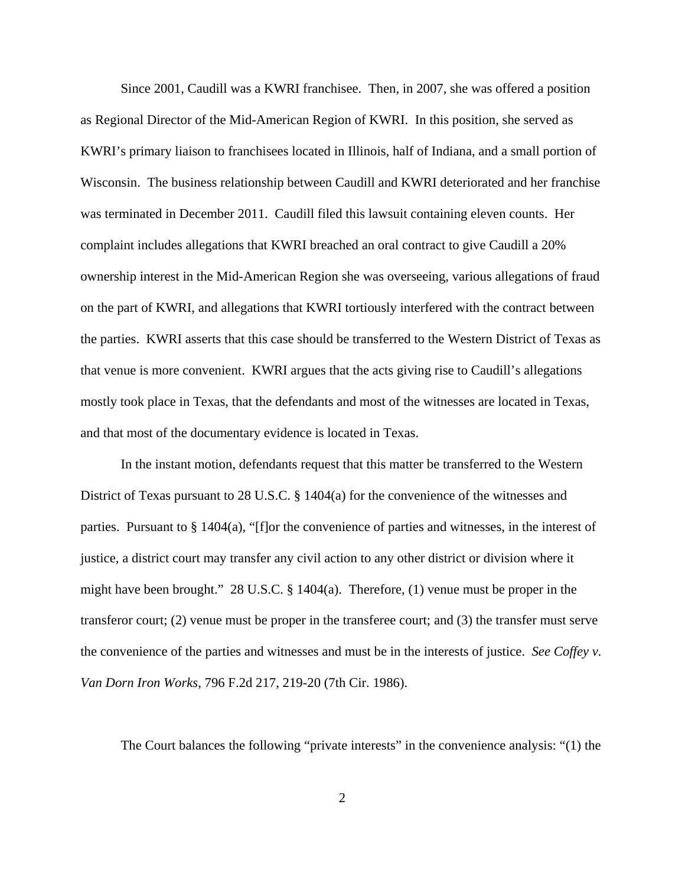Since 2001, Caudill was a KWRI franchisee. Then, in 2007, she was offered a position as Regional Director of the Mid-American Region of KWRI. In this position, she served as KWRI's primary liaison to franchisees located in Illinois, half of Indiana, and a small portion of Wisconsin. The business relationship between Caudill and KWRI deteriorated and her franchise was terminated in December 2011. Caudill filed this lawsuit containing eleven counts. Her complaint includes allegations that KWRI breached an oral contract to give Caudill a 20% ownership interest in the Mid-American Region she was overseeing, various allegations of fraud on the part of KWRI, and allegations that KWRI tortiously interfered with the contract between the parties. KWRI asserts that this case should be transferred to the Western District of Texas as that venue is more convenient. KWRI argues that the acts giving rise to Caudill's allegations mostly took place in Texas, that the defendants and most of the witnesses are located in Texas, and that most of the documentary evidence is located in Texas.

In the instant motion, defendants request that this matter be transferred to the Western District of Texas pursuant to 28 U.S.C. § 1404(a) for the convenience of the witnesses and parties. Pursuant to § 1404(a), "[f]or the convenience of parties and witnesses, in the interest of justice, a district court may transfer any civil action to any other district or division where it might have been brought." 28 U.S.C. § 1404(a). Therefore, (1) venue must be proper in the transferor court; (2) venue must be proper in the transferee court; and (3) the transfer must serve the convenience of the parties and witnesses and must be in the interests of justice. *See Coffey v. Van Dorn Iron Works*, 796 F.2d 217, 219-20 (7th Cir. 1986).

The Court balances the following "private interests" in the convenience analysis: "(1) the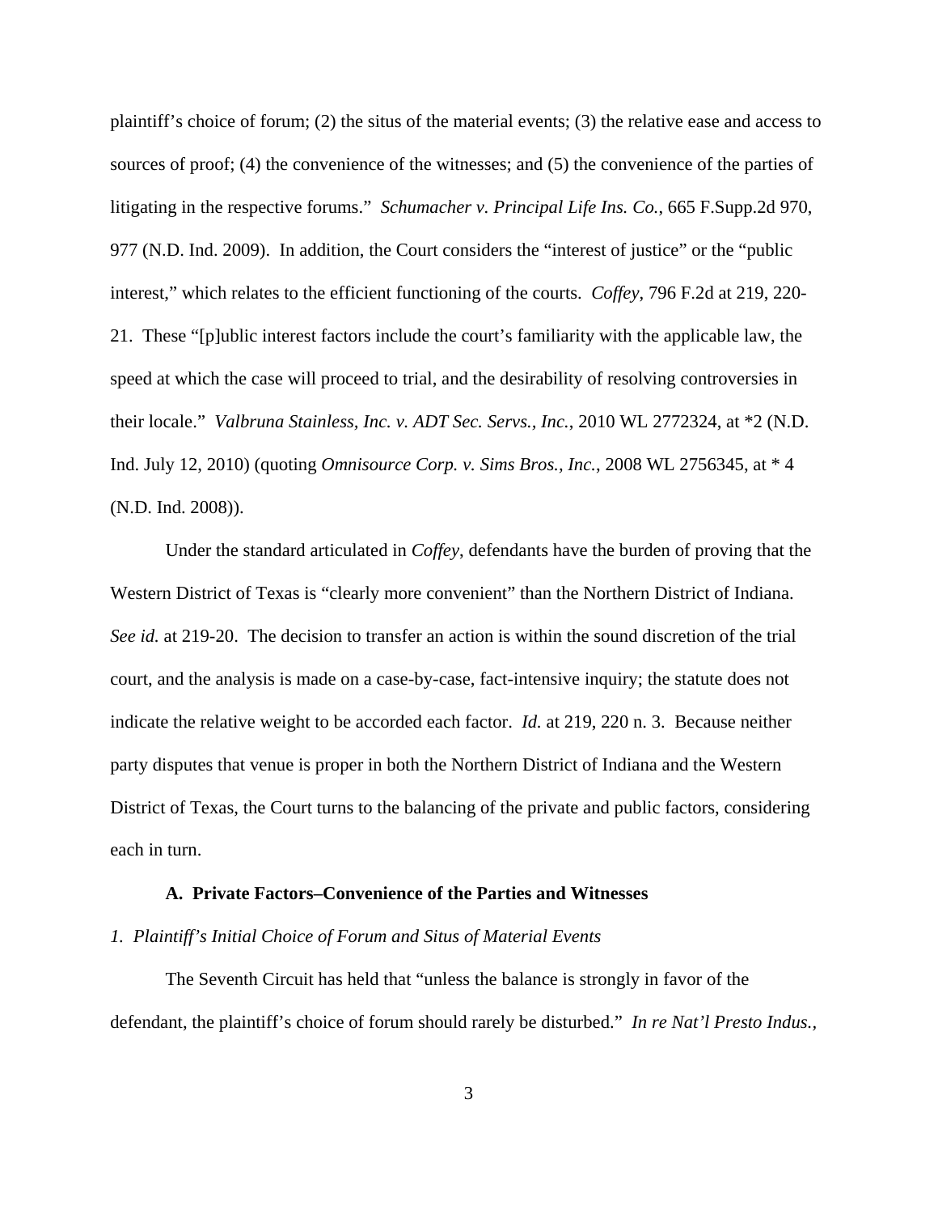plaintiff's choice of forum; (2) the situs of the material events; (3) the relative ease and access to sources of proof; (4) the convenience of the witnesses; and (5) the convenience of the parties of litigating in the respective forums." *Schumacher v. Principal Life Ins. Co.*, 665 F.Supp.2d 970, 977 (N.D. Ind. 2009). In addition, the Court considers the "interest of justice" or the "public interest," which relates to the efficient functioning of the courts. *Coffey*, 796 F.2d at 219, 220-21. These "[p]ublic interest factors include the court's familiarity with the applicable law, the speed at which the case will proceed to trial, and the desirability of resolving controversies in their locale." *Valbruna Stainless, Inc. v. ADT Sec. Servs., Inc.*, 2010 WL 2772324, at *2 (N.D. Ind. July 12, 2010) (quoting *Omnisource Corp. v. Sims Bros., Inc.*, 2008 WL 2756345, at * 4 (N.D. Ind. 2008)).

Under the standard articulated in *Coffey*, defendants have the burden of proving that the Western District of Texas is "clearly more convenient" than the Northern District of Indiana. *See id.* at 219-20. The decision to transfer an action is within the sound discretion of the trial court, and the analysis is made on a case-by-case, fact-intensive inquiry; the statute does not indicate the relative weight to be accorded each factor. *Id.* at 219, 220 n. 3. Because neither party disputes that venue is proper in both the Northern District of Indiana and the Western District of Texas, the Court turns to the balancing of the private and public factors, considering each in turn.

**A. Private Factors–Convenience of the Parties and Witnesses**

*1. Plaintiff's Initial Choice of Forum and Situs of Material Events*

The Seventh Circuit has held that "unless the balance is strongly in favor of the defendant, the plaintiff's choice of forum should rarely be disturbed." *In re Nat'l Presto Indus.*,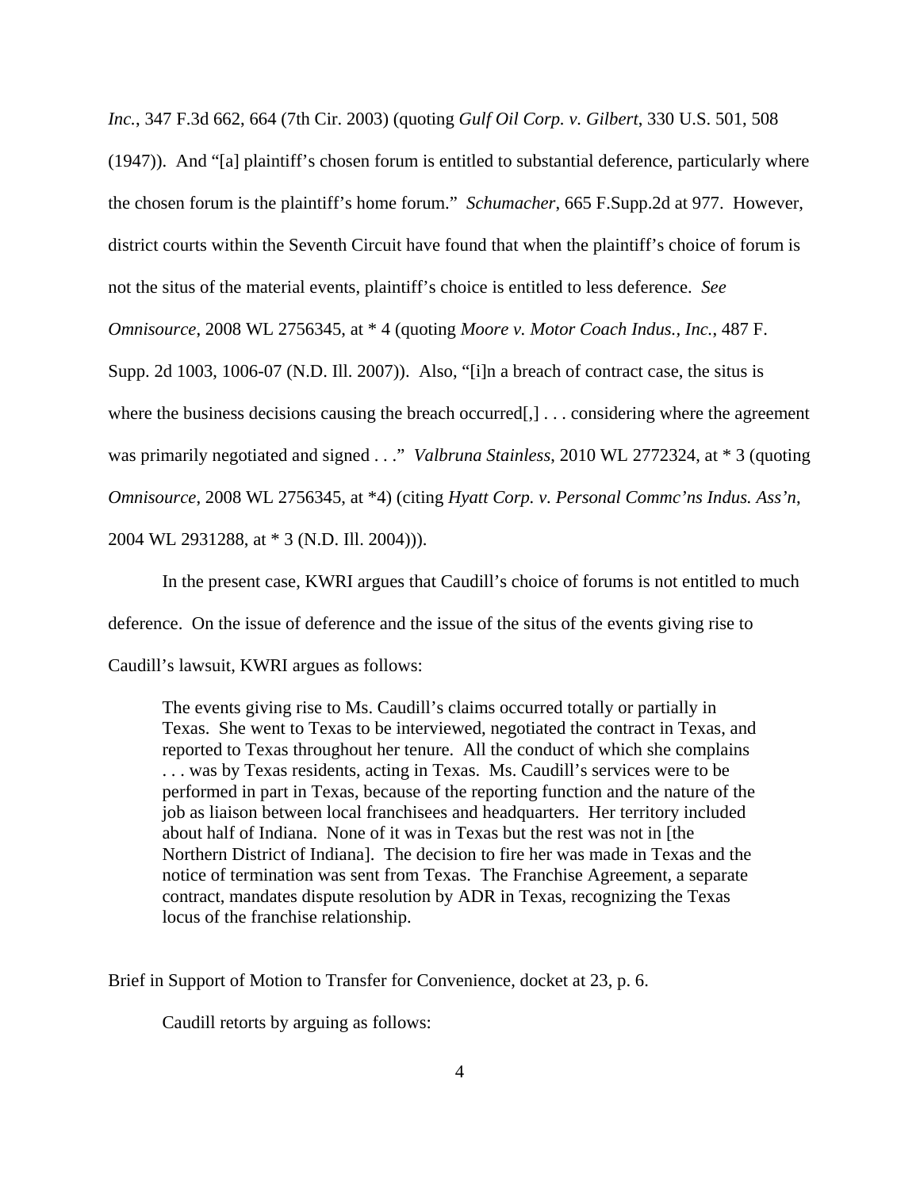*Inc.*, 347 F.3d 662, 664 (7th Cir. 2003) (quoting *Gulf Oil Corp. v. Gilbert*, 330 U.S. 501, 508 (1947)). And "[a] plaintiff's chosen forum is entitled to substantial deference, particularly where the chosen forum is the plaintiff's home forum." *Schumacher*, 665 F.Supp.2d at 977. However, district courts within the Seventh Circuit have found that when the plaintiff's choice of forum is not the situs of the material events, plaintiff's choice is entitled to less deference. *See Omnisource*, 2008 WL 2756345, at * 4 (quoting *Moore v. Motor Coach Indus., Inc.*, 487 F. Supp. 2d 1003, 1006-07 (N.D. Ill. 2007)). Also, "[i]n a breach of contract case, the situs is where the business decisions causing the breach occurred[,] . . . considering where the agreement was primarily negotiated and signed . . ." *Valbruna Stainless*, 2010 WL 2772324, at * 3 (quoting *Omnisource*, 2008 WL 2756345, at *4) (citing *Hyatt Corp. v. Personal Commc'ns Indus. Ass'n*, 2004 WL 2931288, at * 3 (N.D. Ill. 2004))).

In the present case, KWRI argues that Caudill's choice of forums is not entitled to much deference. On the issue of deference and the issue of the situs of the events giving rise to Caudill's lawsuit, KWRI argues as follows:

> The events giving rise to Ms. Caudill's claims occurred totally or partially in Texas. She went to Texas to be interviewed, negotiated the contract in Texas, and reported to Texas throughout her tenure. All the conduct of which she complains . . . was by Texas residents, acting in Texas. Ms. Caudill's services were to be performed in part in Texas, because of the reporting function and the nature of the job as liaison between local franchisees and headquarters. Her territory included about half of Indiana. None of it was in Texas but the rest was not in [the Northern District of Indiana]. The decision to fire her was made in Texas and the notice of termination was sent from Texas. The Franchise Agreement, a separate contract, mandates dispute resolution by ADR in Texas, recognizing the Texas locus of the franchise relationship.

Brief in Support of Motion to Transfer for Convenience, docket at 23, p. 6.

Caudill retorts by arguing as follows: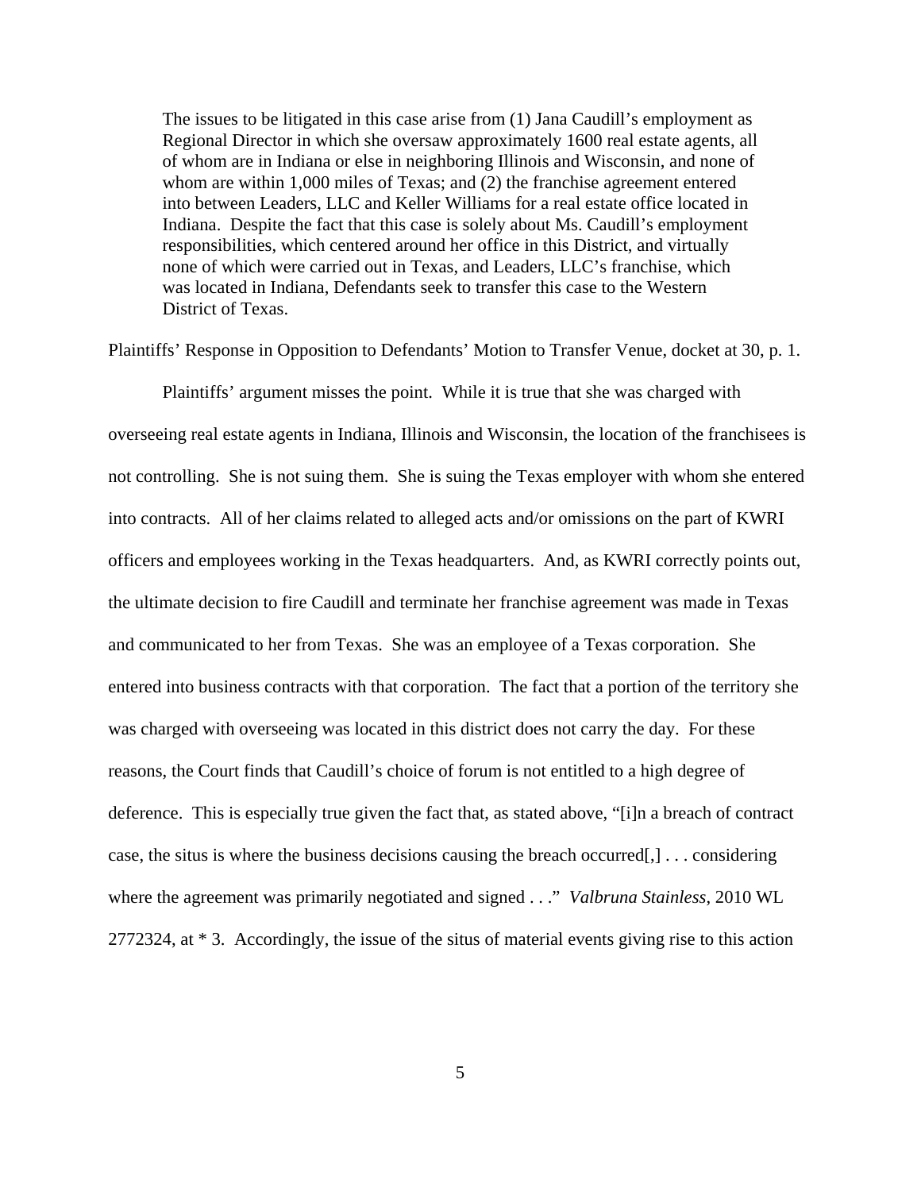> The issues to be litigated in this case arise from (1) Jana Caudill's employment as Regional Director in which she oversaw approximately 1600 real estate agents, all of whom are in Indiana or else in neighboring Illinois and Wisconsin, and none of whom are within 1,000 miles of Texas; and (2) the franchise agreement entered into between Leaders, LLC and Keller Williams for a real estate office located in Indiana. Despite the fact that this case is solely about Ms. Caudill's employment responsibilities, which centered around her office in this District, and virtually none of which were carried out in Texas, and Leaders, LLC's franchise, which was located in Indiana, Defendants seek to transfer this case to the Western District of Texas.

Plaintiffs' Response in Opposition to Defendants' Motion to Transfer Venue, docket at 30, p. 1.

Plaintiffs' argument misses the point. While it is true that she was charged with overseeing real estate agents in Indiana, Illinois and Wisconsin, the location of the franchisees is not controlling. She is not suing them. She is suing the Texas employer with whom she entered into contracts. All of her claims related to alleged acts and/or omissions on the part of KWRI officers and employees working in the Texas headquarters. And, as KWRI correctly points out, the ultimate decision to fire Caudill and terminate her franchise agreement was made in Texas and communicated to her from Texas. She was an employee of a Texas corporation. She entered into business contracts with that corporation. The fact that a portion of the territory she was charged with overseeing was located in this district does not carry the day. For these reasons, the Court finds that Caudill's choice of forum is not entitled to a high degree of deference. This is especially true given the fact that, as stated above, "[i]n a breach of contract case, the situs is where the business decisions causing the breach occurred[,] . . . considering where the agreement was primarily negotiated and signed . . ." *Valbruna Stainless*, 2010 WL 2772324, at * 3. Accordingly, the issue of the situs of material events giving rise to this action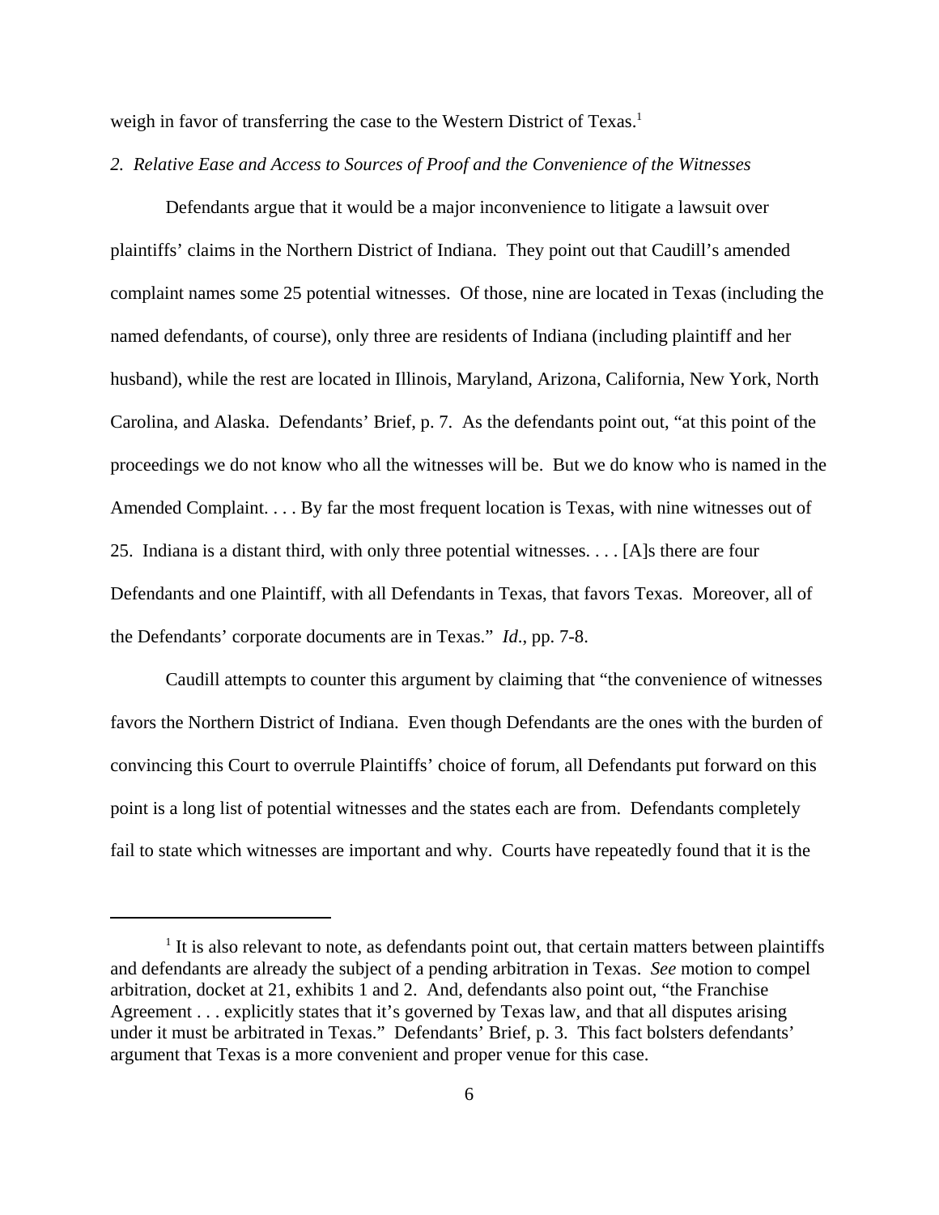weigh in favor of transferring the case to the Western District of Texas.[1]

*2. Relative Ease and Access to Sources of Proof and the Convenience of the Witnesses*

Defendants argue that it would be a major inconvenience to litigate a lawsuit over plaintiffs' claims in the Northern District of Indiana. They point out that Caudill's amended complaint names some 25 potential witnesses. Of those, nine are located in Texas (including the named defendants, of course), only three are residents of Indiana (including plaintiff and her husband), while the rest are located in Illinois, Maryland, Arizona, California, New York, North Carolina, and Alaska. Defendants' Brief, p. 7. As the defendants point out, "at this point of the proceedings we do not know who all the witnesses will be. But we do know who is named in the Amended Complaint. . . . By far the most frequent location is Texas, with nine witnesses out of 25. Indiana is a distant third, with only three potential witnesses. . . . [A]s there are four Defendants and one Plaintiff, with all Defendants in Texas, that favors Texas. Moreover, all of the Defendants' corporate documents are in Texas." *Id*., pp. 7-8.

Caudill attempts to counter this argument by claiming that "the convenience of witnesses favors the Northern District of Indiana. Even though Defendants are the ones with the burden of convincing this Court to overrule Plaintiffs' choice of forum, all Defendants put forward on this point is a long list of potential witnesses and the states each are from. Defendants completely fail to state which witnesses are important and why. Courts have repeatedly found that it is the

---

[1] It is also relevant to note, as defendants point out, that certain matters between plaintiffs and defendants are already the subject of a pending arbitration in Texas. *See* motion to compel arbitration, docket at 21, exhibits 1 and 2. And, defendants also point out, "the Franchise Agreement . . . explicitly states that it's governed by Texas law, and that all disputes arising under it must be arbitrated in Texas." Defendants' Brief, p. 3. This fact bolsters defendants' argument that Texas is a more convenient and proper venue for this case.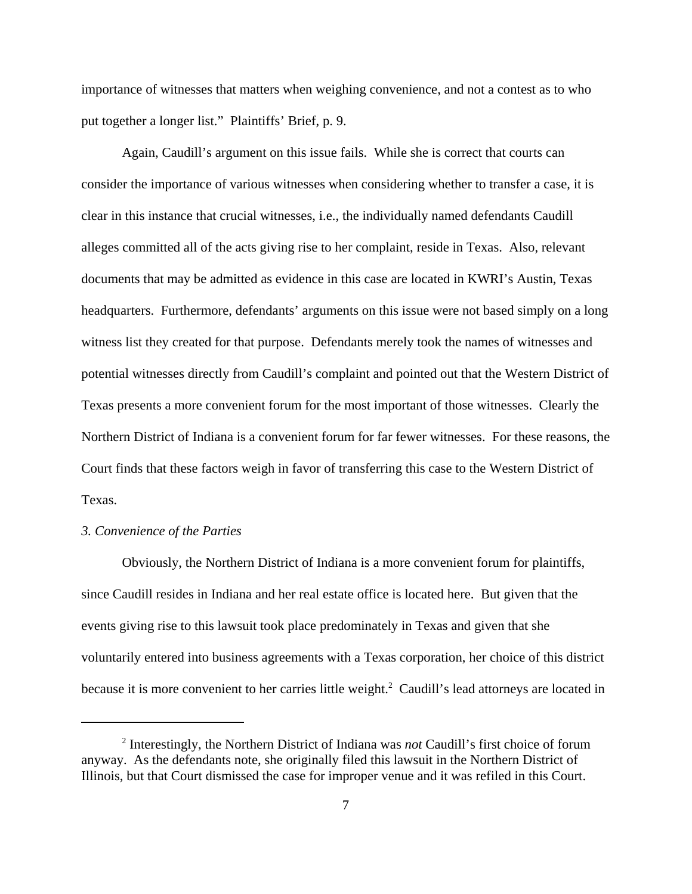importance of witnesses that matters when weighing convenience, and not a contest as to who put together a longer list." Plaintiffs' Brief, p. 9.

Again, Caudill's argument on this issue fails. While she is correct that courts can consider the importance of various witnesses when considering whether to transfer a case, it is clear in this instance that crucial witnesses, i.e., the individually named defendants Caudill alleges committed all of the acts giving rise to her complaint, reside in Texas. Also, relevant documents that may be admitted as evidence in this case are located in KWRI's Austin, Texas headquarters. Furthermore, defendants' arguments on this issue were not based simply on a long witness list they created for that purpose. Defendants merely took the names of witnesses and potential witnesses directly from Caudill's complaint and pointed out that the Western District of Texas presents a more convenient forum for the most important of those witnesses. Clearly the Northern District of Indiana is a convenient forum for far fewer witnesses. For these reasons, the Court finds that these factors weigh in favor of transferring this case to the Western District of Texas.

*3. Convenience of the Parties*

Obviously, the Northern District of Indiana is a more convenient forum for plaintiffs, since Caudill resides in Indiana and her real estate office is located here. But given that the events giving rise to this lawsuit took place predominately in Texas and given that she voluntarily entered into business agreements with a Texas corporation, her choice of this district because it is more convenient to her carries little weight.[2] Caudill's lead attorneys are located in

---

[2] Interestingly, the Northern District of Indiana was *not* Caudill's first choice of forum anyway. As the defendants note, she originally filed this lawsuit in the Northern District of Illinois, but that Court dismissed the case for improper venue and it was refiled in this Court.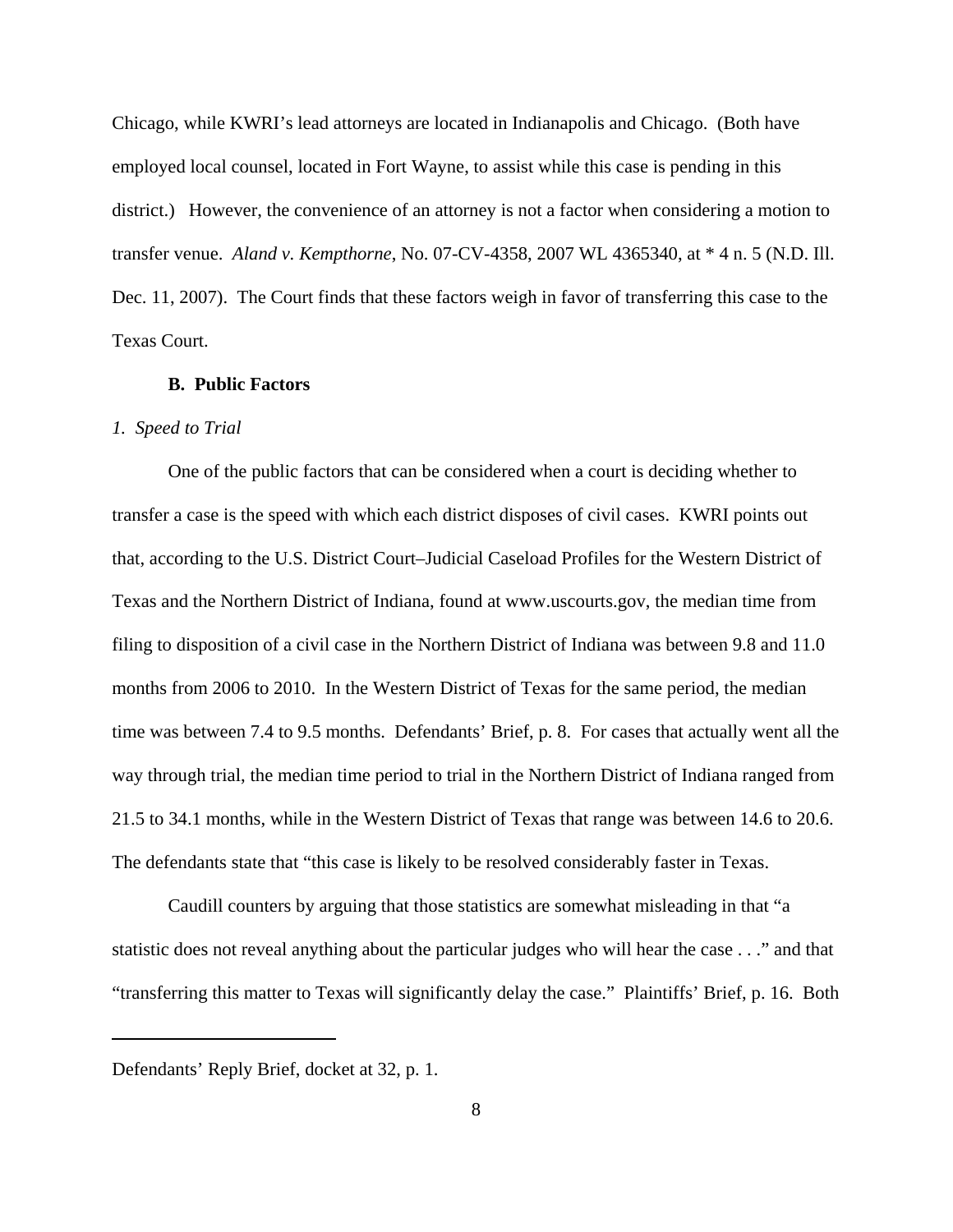Chicago, while KWRI's lead attorneys are located in Indianapolis and Chicago. (Both have employed local counsel, located in Fort Wayne, to assist while this case is pending in this district.) However, the convenience of an attorney is not a factor when considering a motion to transfer venue. *Aland v. Kempthorne*, No. 07-CV-4358, 2007 WL 4365340, at * 4 n. 5 (N.D. Ill. Dec. 11, 2007). The Court finds that these factors weigh in favor of transferring this case to the Texas Court.

### B. Public Factors

*1. Speed to Trial*

One of the public factors that can be considered when a court is deciding whether to transfer a case is the speed with which each district disposes of civil cases. KWRI points out that, according to the U.S. District Court–Judicial Caseload Profiles for the Western District of Texas and the Northern District of Indiana, found at www.uscourts.gov, the median time from filing to disposition of a civil case in the Northern District of Indiana was between 9.8 and 11.0 months from 2006 to 2010. In the Western District of Texas for the same period, the median time was between 7.4 to 9.5 months. Defendants' Brief, p. 8. For cases that actually went all the way through trial, the median time period to trial in the Northern District of Indiana ranged from 21.5 to 34.1 months, while in the Western District of Texas that range was between 14.6 to 20.6. The defendants state that "this case is likely to be resolved considerably faster in Texas.

Caudill counters by arguing that those statistics are somewhat misleading in that "a statistic does not reveal anything about the particular judges who will hear the case . . ." and that "transferring this matter to Texas will significantly delay the case." Plaintiffs' Brief, p. 16. Both

---

Defendants' Reply Brief, docket at 32, p. 1.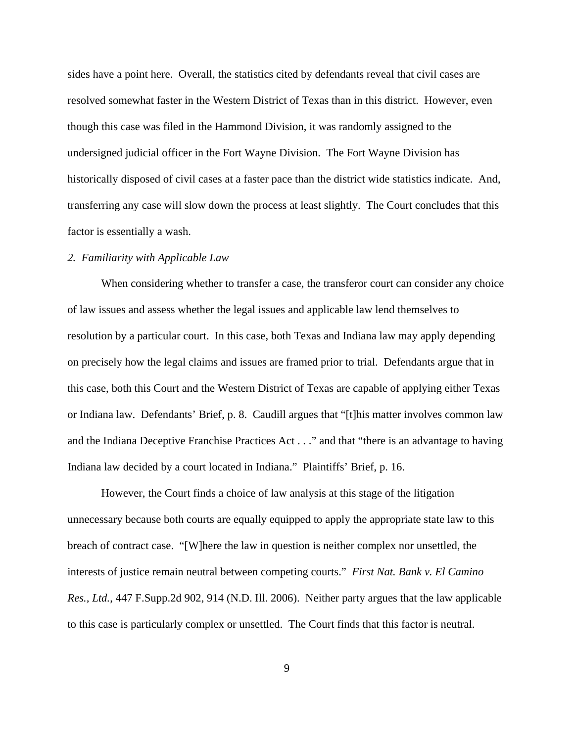sides have a point here. Overall, the statistics cited by defendants reveal that civil cases are resolved somewhat faster in the Western District of Texas than in this district. However, even though this case was filed in the Hammond Division, it was randomly assigned to the undersigned judicial officer in the Fort Wayne Division. The Fort Wayne Division has historically disposed of civil cases at a faster pace than the district wide statistics indicate. And, transferring any case will slow down the process at least slightly. The Court concludes that this factor is essentially a wash.

*2. Familiarity with Applicable Law*

When considering whether to transfer a case, the transferor court can consider any choice of law issues and assess whether the legal issues and applicable law lend themselves to resolution by a particular court. In this case, both Texas and Indiana law may apply depending on precisely how the legal claims and issues are framed prior to trial. Defendants argue that in this case, both this Court and the Western District of Texas are capable of applying either Texas or Indiana law. Defendants' Brief, p. 8. Caudill argues that "[t]his matter involves common law and the Indiana Deceptive Franchise Practices Act . . ." and that "there is an advantage to having Indiana law decided by a court located in Indiana." Plaintiffs' Brief, p. 16.

However, the Court finds a choice of law analysis at this stage of the litigation unnecessary because both courts are equally equipped to apply the appropriate state law to this breach of contract case. "[W]here the law in question is neither complex nor unsettled, the interests of justice remain neutral between competing courts." *First Nat. Bank v. El Camino Res., Ltd.*, 447 F.Supp.2d 902, 914 (N.D. Ill. 2006). Neither party argues that the law applicable to this case is particularly complex or unsettled. The Court finds that this factor is neutral.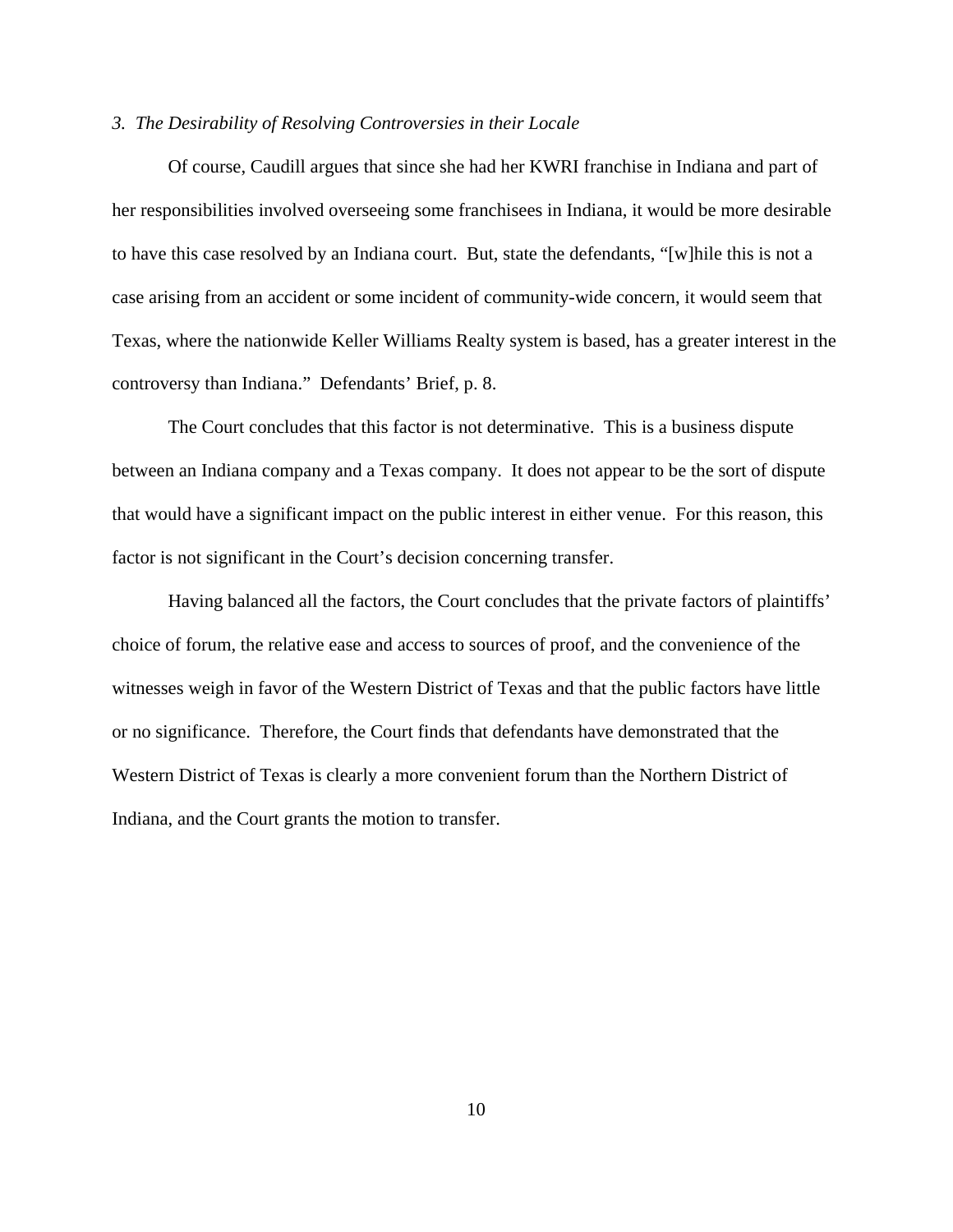*3. The Desirability of Resolving Controversies in their Locale*

Of course, Caudill argues that since she had her KWRI franchise in Indiana and part of her responsibilities involved overseeing some franchisees in Indiana, it would be more desirable to have this case resolved by an Indiana court. But, state the defendants, "[w]hile this is not a case arising from an accident or some incident of community-wide concern, it would seem that Texas, where the nationwide Keller Williams Realty system is based, has a greater interest in the controversy than Indiana." Defendants' Brief, p. 8.

The Court concludes that this factor is not determinative. This is a business dispute between an Indiana company and a Texas company. It does not appear to be the sort of dispute that would have a significant impact on the public interest in either venue. For this reason, this factor is not significant in the Court's decision concerning transfer.

Having balanced all the factors, the Court concludes that the private factors of plaintiffs' choice of forum, the relative ease and access to sources of proof, and the convenience of the witnesses weigh in favor of the Western District of Texas and that the public factors have little or no significance. Therefore, the Court finds that defendants have demonstrated that the Western District of Texas is clearly a more convenient forum than the Northern District of Indiana, and the Court grants the motion to transfer.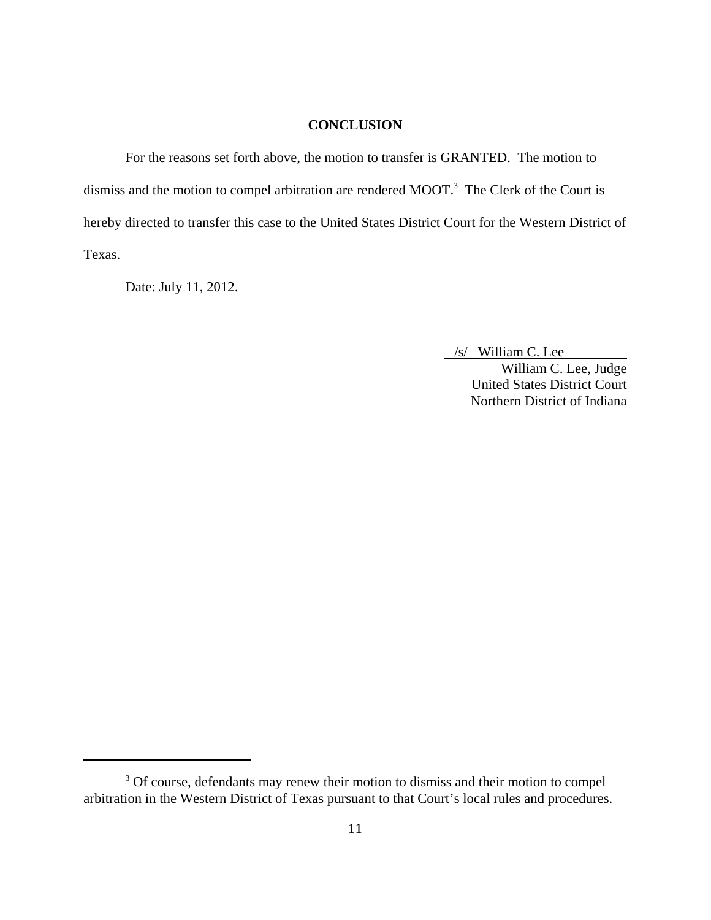**CONCLUSION**

For the reasons set forth above, the motion to transfer is GRANTED. The motion to dismiss and the motion to compel arbitration are rendered MOOT.[3] The Clerk of the Court is hereby directed to transfer this case to the United States District Court for the Western District of Texas.

Date: July 11, 2012.

/s/ William C. Lee
William C. Lee, Judge
United States District Court
Northern District of Indiana

---

[3] Of course, defendants may renew their motion to dismiss and their motion to compel arbitration in the Western District of Texas pursuant to that Court's local rules and procedures.